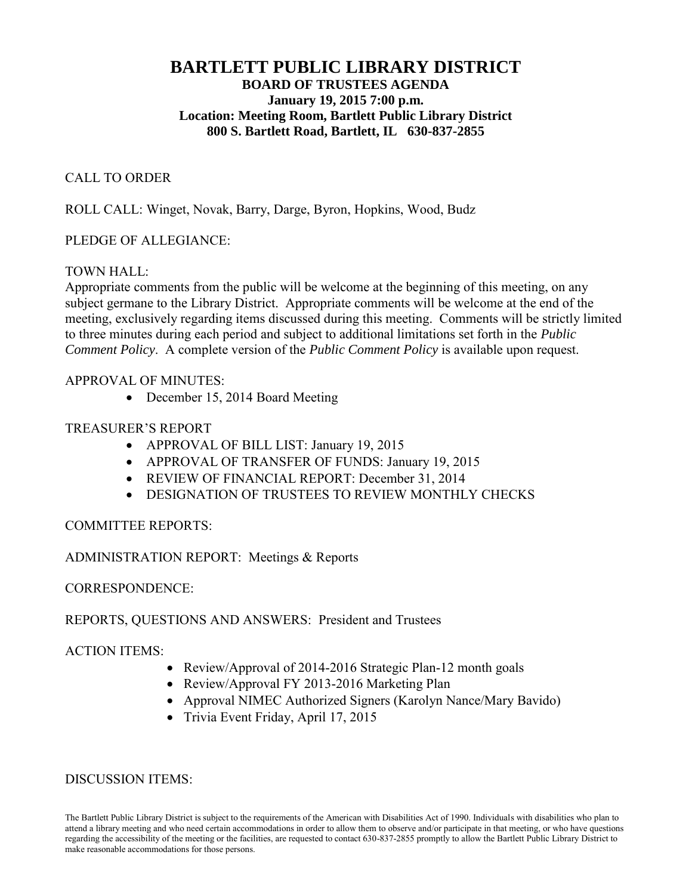# BARTLETT PUBLIC LIBRARY DISTRICT

**BOARD OF TRUSTEES AGENDA**
**January 19, 2015 7:00 p.m.**
**Location: Meeting Room, Bartlett Public Library District**
**800 S. Bartlett Road, Bartlett, IL 630-837-2855**

CALL TO ORDER

ROLL CALL: Winget, Novak, Barry, Darge, Byron, Hopkins, Wood, Budz

PLEDGE OF ALLEGIANCE:

TOWN HALL:
Appropriate comments from the public will be welcome at the beginning of this meeting, on any subject germane to the Library District. Appropriate comments will be welcome at the end of the meeting, exclusively regarding items discussed during this meeting. Comments will be strictly limited to three minutes during each period and subject to additional limitations set forth in the *Public Comment Policy*. A complete version of the *Public Comment Policy* is available upon request.

APPROVAL OF MINUTES:

- December 15, 2014 Board Meeting

TREASURER'S REPORT

- APPROVAL OF BILL LIST: January 19, 2015
- APPROVAL OF TRANSFER OF FUNDS: January 19, 2015
- REVIEW OF FINANCIAL REPORT: December 31, 2014
- DESIGNATION OF TRUSTEES TO REVIEW MONTHLY CHECKS

COMMITTEE REPORTS:

ADMINISTRATION REPORT: Meetings & Reports

CORRESPONDENCE:

REPORTS, QUESTIONS AND ANSWERS: President and Trustees

ACTION ITEMS:

- Review/Approval of 2014-2016 Strategic Plan-12 month goals
- Review/Approval FY 2013-2016 Marketing Plan
- Approval NIMEC Authorized Signers (Karolyn Nance/Mary Bavido)
- Trivia Event Friday, April 17, 2015

DISCUSSION ITEMS:

The Bartlett Public Library District is subject to the requirements of the American with Disabilities Act of 1990. Individuals with disabilities who plan to attend a library meeting and who need certain accommodations in order to allow them to observe and/or participate in that meeting, or who have questions regarding the accessibility of the meeting or the facilities, are requested to contact 630-837-2855 promptly to allow the Bartlett Public Library District to make reasonable accommodations for those persons.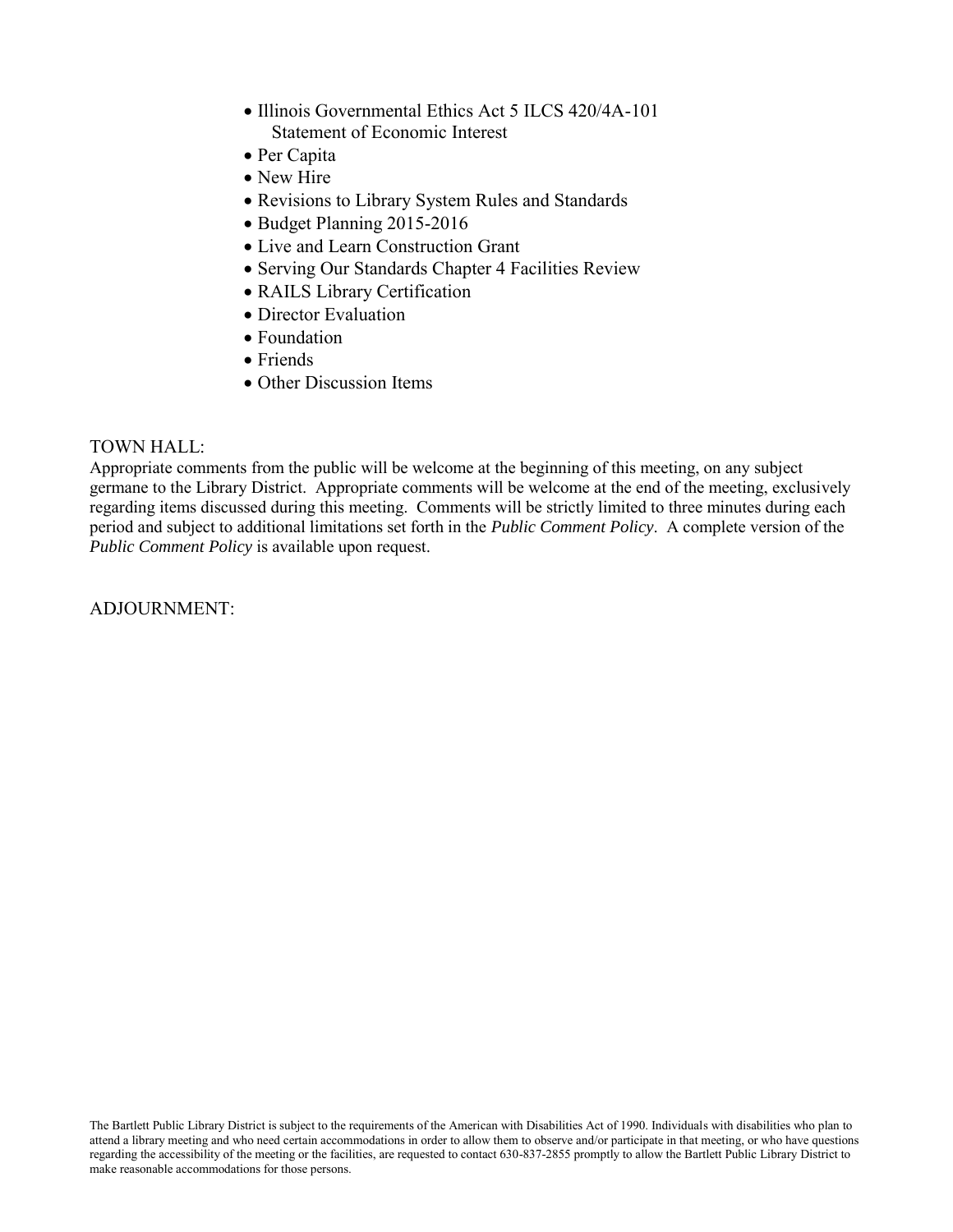- Illinois Governmental Ethics Act 5 ILCS 420/4A-101
  Statement of Economic Interest
- Per Capita
- New Hire
- Revisions to Library System Rules and Standards
- Budget Planning 2015-2016
- Live and Learn Construction Grant
- Serving Our Standards Chapter 4 Facilities Review
- RAILS Library Certification
- Director Evaluation
- Foundation
- Friends
- Other Discussion Items

TOWN HALL:

Appropriate comments from the public will be welcome at the beginning of this meeting, on any subject germane to the Library District. Appropriate comments will be welcome at the end of the meeting, exclusively regarding items discussed during this meeting. Comments will be strictly limited to three minutes during each period and subject to additional limitations set forth in the *Public Comment Policy*. A complete version of the *Public Comment Policy* is available upon request.

ADJOURNMENT:

The Bartlett Public Library District is subject to the requirements of the American with Disabilities Act of 1990. Individuals with disabilities who plan to attend a library meeting and who need certain accommodations in order to allow them to observe and/or participate in that meeting, or who have questions regarding the accessibility of the meeting or the facilities, are requested to contact 630-837-2855 promptly to allow the Bartlett Public Library District to make reasonable accommodations for those persons.